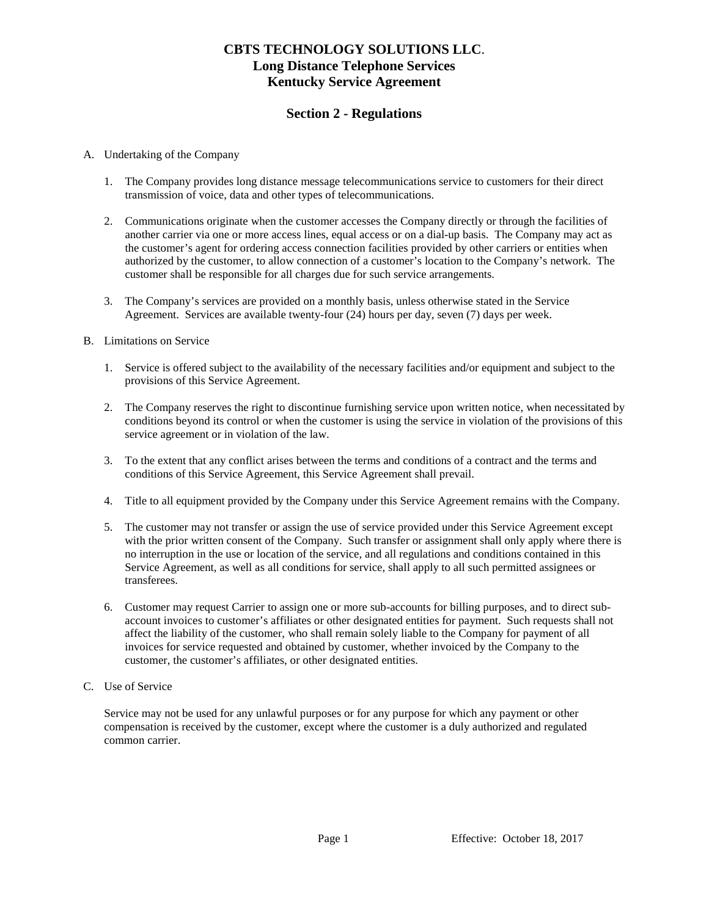# CBTS TECHNOLOGY SOLUTIONS LLC.
# Long Distance Telephone Services
# Kentucky Service Agreement

## Section 2 - Regulations

A. Undertaking of the Company

1. The Company provides long distance message telecommunications service to customers for their direct transmission of voice, data and other types of telecommunications.

2. Communications originate when the customer accesses the Company directly or through the facilities of another carrier via one or more access lines, equal access or on a dial-up basis. The Company may act as the customer's agent for ordering access connection facilities provided by other carriers or entities when authorized by the customer, to allow connection of a customer's location to the Company's network. The customer shall be responsible for all charges due for such service arrangements.

3. The Company's services are provided on a monthly basis, unless otherwise stated in the Service Agreement. Services are available twenty-four (24) hours per day, seven (7) days per week.

B. Limitations on Service

1. Service is offered subject to the availability of the necessary facilities and/or equipment and subject to the provisions of this Service Agreement.

2. The Company reserves the right to discontinue furnishing service upon written notice, when necessitated by conditions beyond its control or when the customer is using the service in violation of the provisions of this service agreement or in violation of the law.

3. To the extent that any conflict arises between the terms and conditions of a contract and the terms and conditions of this Service Agreement, this Service Agreement shall prevail.

4. Title to all equipment provided by the Company under this Service Agreement remains with the Company.

5. The customer may not transfer or assign the use of service provided under this Service Agreement except with the prior written consent of the Company. Such transfer or assignment shall only apply where there is no interruption in the use or location of the service, and all regulations and conditions contained in this Service Agreement, as well as all conditions for service, shall apply to all such permitted assignees or transferees.

6. Customer may request Carrier to assign one or more sub-accounts for billing purposes, and to direct sub-account invoices to customer's affiliates or other designated entities for payment. Such requests shall not affect the liability of the customer, who shall remain solely liable to the Company for payment of all invoices for service requested and obtained by customer, whether invoiced by the Company to the customer, the customer's affiliates, or other designated entities.

C. Use of Service

Service may not be used for any unlawful purposes or for any purpose for which any payment or other compensation is received by the customer, except where the customer is a duly authorized and regulated common carrier.

Effective: October 18, 2017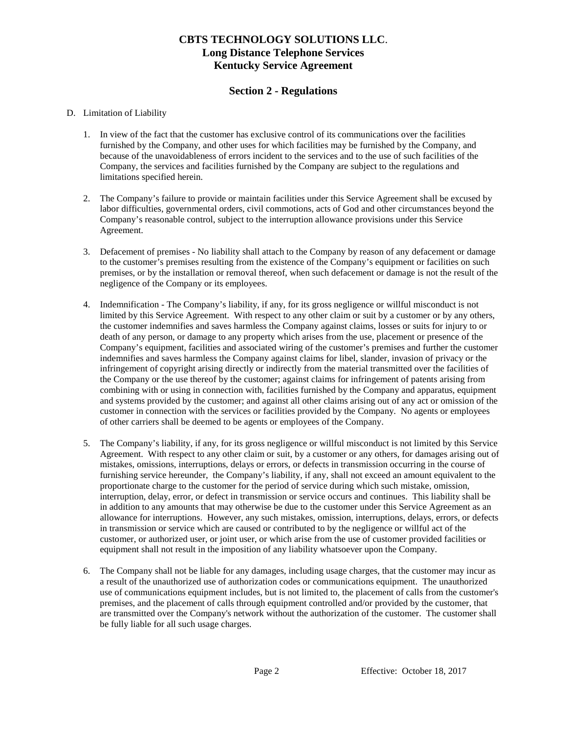# CBTS TECHNOLOGY SOLUTIONS LLC.
# Long Distance Telephone Services
# Kentucky Service Agreement

## Section 2 - Regulations

D. Limitation of Liability

1. In view of the fact that the customer has exclusive control of its communications over the facilities furnished by the Company, and other uses for which facilities may be furnished by the Company, and because of the unavoidableness of errors incident to the services and to the use of such facilities of the Company, the services and facilities furnished by the Company are subject to the regulations and limitations specified herein.

2. The Company's failure to provide or maintain facilities under this Service Agreement shall be excused by labor difficulties, governmental orders, civil commotions, acts of God and other circumstances beyond the Company's reasonable control, subject to the interruption allowance provisions under this Service Agreement.

3. Defacement of premises - No liability shall attach to the Company by reason of any defacement or damage to the customer's premises resulting from the existence of the Company's equipment or facilities on such premises, or by the installation or removal thereof, when such defacement or damage is not the result of the negligence of the Company or its employees.

4. Indemnification - The Company's liability, if any, for its gross negligence or willful misconduct is not limited by this Service Agreement. With respect to any other claim or suit by a customer or by any others, the customer indemnifies and saves harmless the Company against claims, losses or suits for injury to or death of any person, or damage to any property which arises from the use, placement or presence of the Company's equipment, facilities and associated wiring of the customer's premises and further the customer indemnifies and saves harmless the Company against claims for libel, slander, invasion of privacy or the infringement of copyright arising directly or indirectly from the material transmitted over the facilities of the Company or the use thereof by the customer; against claims for infringement of patents arising from combining with or using in connection with, facilities furnished by the Company and apparatus, equipment and systems provided by the customer; and against all other claims arising out of any act or omission of the customer in connection with the services or facilities provided by the Company. No agents or employees of other carriers shall be deemed to be agents or employees of the Company.

5. The Company's liability, if any, for its gross negligence or willful misconduct is not limited by this Service Agreement. With respect to any other claim or suit, by a customer or any others, for damages arising out of mistakes, omissions, interruptions, delays or errors, or defects in transmission occurring in the course of furnishing service hereunder, the Company's liability, if any, shall not exceed an amount equivalent to the proportionate charge to the customer for the period of service during which such mistake, omission, interruption, delay, error, or defect in transmission or service occurs and continues. This liability shall be in addition to any amounts that may otherwise be due to the customer under this Service Agreement as an allowance for interruptions. However, any such mistakes, omission, interruptions, delays, errors, or defects in transmission or service which are caused or contributed to by the negligence or willful act of the customer, or authorized user, or joint user, or which arise from the use of customer provided facilities or equipment shall not result in the imposition of any liability whatsoever upon the Company.

6. The Company shall not be liable for any damages, including usage charges, that the customer may incur as a result of the unauthorized use of authorization codes or communications equipment. The unauthorized use of communications equipment includes, but is not limited to, the placement of calls from the customer's premises, and the placement of calls through equipment controlled and/or provided by the customer, that are transmitted over the Company's network without the authorization of the customer. The customer shall be fully liable for all such usage charges.

Effective: October 18, 2017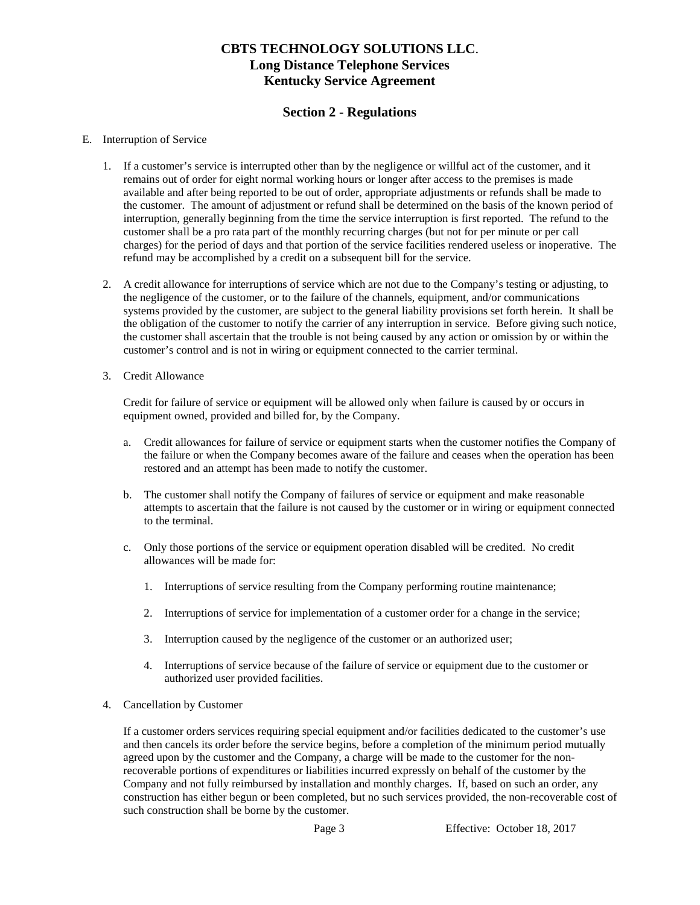# CBTS TECHNOLOGY SOLUTIONS LLC.
## Long Distance Telephone Services
## Kentucky Service Agreement

## Section 2 - Regulations

E. Interruption of Service

1. If a customer's service is interrupted other than by the negligence or willful act of the customer, and it remains out of order for eight normal working hours or longer after access to the premises is made available and after being reported to be out of order, appropriate adjustments or refunds shall be made to the customer. The amount of adjustment or refund shall be determined on the basis of the known period of interruption, generally beginning from the time the service interruption is first reported. The refund to the customer shall be a pro rata part of the monthly recurring charges (but not for per minute or per call charges) for the period of days and that portion of the service facilities rendered useless or inoperative. The refund may be accomplished by a credit on a subsequent bill for the service.

2. A credit allowance for interruptions of service which are not due to the Company's testing or adjusting, to the negligence of the customer, or to the failure of the channels, equipment, and/or communications systems provided by the customer, are subject to the general liability provisions set forth herein. It shall be the obligation of the customer to notify the carrier of any interruption in service. Before giving such notice, the customer shall ascertain that the trouble is not being caused by any action or omission by or within the customer's control and is not in wiring or equipment connected to the carrier terminal.

3. Credit Allowance

   Credit for failure of service or equipment will be allowed only when failure is caused by or occurs in equipment owned, provided and billed for, by the Company.

   a. Credit allowances for failure of service or equipment starts when the customer notifies the Company of the failure or when the Company becomes aware of the failure and ceases when the operation has been restored and an attempt has been made to notify the customer.

   b. The customer shall notify the Company of failures of service or equipment and make reasonable attempts to ascertain that the failure is not caused by the customer or in wiring or equipment connected to the terminal.

   c. Only those portions of the service or equipment operation disabled will be credited. No credit allowances will be made for:

      1. Interruptions of service resulting from the Company performing routine maintenance;

      2. Interruptions of service for implementation of a customer order for a change in the service;

      3. Interruption caused by the negligence of the customer or an authorized user;

      4. Interruptions of service because of the failure of service or equipment due to the customer or authorized user provided facilities.

4. Cancellation by Customer

   If a customer orders services requiring special equipment and/or facilities dedicated to the customer's use and then cancels its order before the service begins, before a completion of the minimum period mutually agreed upon by the customer and the Company, a charge will be made to the customer for the non-recoverable portions of expenditures or liabilities incurred expressly on behalf of the customer by the Company and not fully reimbursed by installation and monthly charges. If, based on such an order, any construction has either begun or been completed, but no such services provided, the non-recoverable cost of such construction shall be borne by the customer.

Effective: October 18, 2017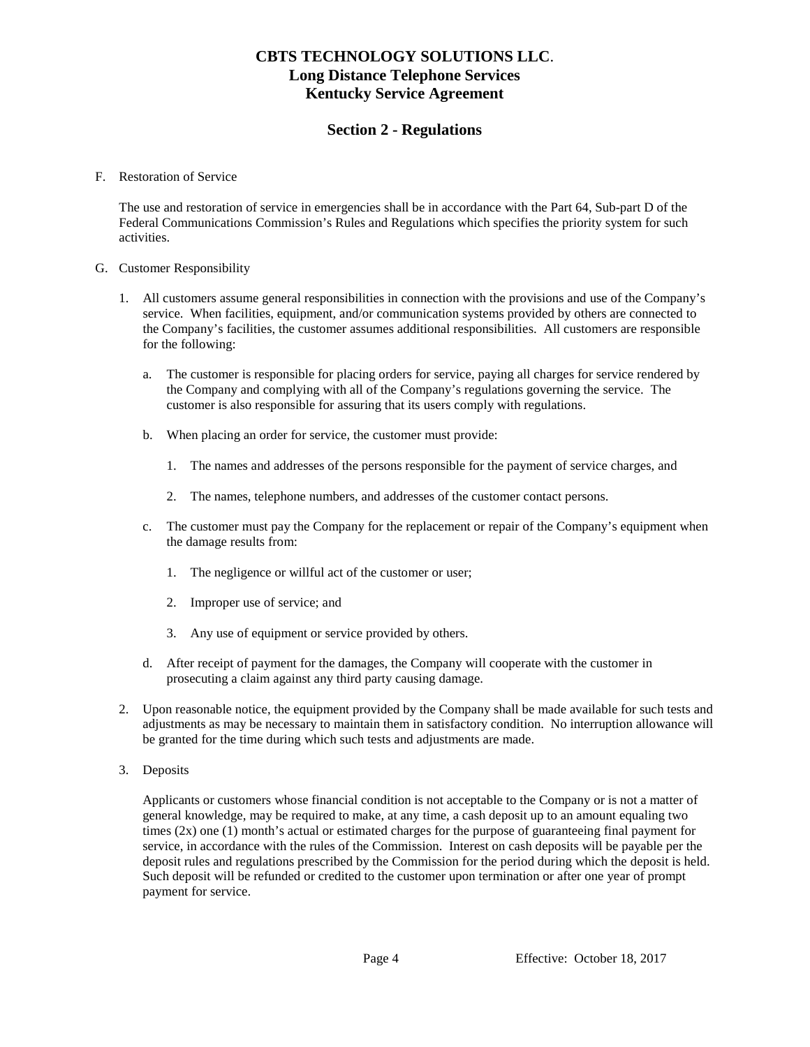# CBTS TECHNOLOGY SOLUTIONS LLC.
## Long Distance Telephone Services
## Kentucky Service Agreement

## Section 2 - Regulations

F. Restoration of Service

The use and restoration of service in emergencies shall be in accordance with the Part 64, Sub-part D of the Federal Communications Commission's Rules and Regulations which specifies the priority system for such activities.

G. Customer Responsibility

1. All customers assume general responsibilities in connection with the provisions and use of the Company's service. When facilities, equipment, and/or communication systems provided by others are connected to the Company's facilities, the customer assumes additional responsibilities. All customers are responsible for the following:

   a. The customer is responsible for placing orders for service, paying all charges for service rendered by the Company and complying with all of the Company's regulations governing the service. The customer is also responsible for assuring that its users comply with regulations.

   b. When placing an order for service, the customer must provide:

      1. The names and addresses of the persons responsible for the payment of service charges, and

      2. The names, telephone numbers, and addresses of the customer contact persons.

   c. The customer must pay the Company for the replacement or repair of the Company's equipment when the damage results from:

      1. The negligence or willful act of the customer or user;

      2. Improper use of service; and

      3. Any use of equipment or service provided by others.

   d. After receipt of payment for the damages, the Company will cooperate with the customer in prosecuting a claim against any third party causing damage.

2. Upon reasonable notice, the equipment provided by the Company shall be made available for such tests and adjustments as may be necessary to maintain them in satisfactory condition. No interruption allowance will be granted for the time during which such tests and adjustments are made.

3. Deposits

   Applicants or customers whose financial condition is not acceptable to the Company or is not a matter of general knowledge, may be required to make, at any time, a cash deposit up to an amount equaling two times (2x) one (1) month's actual or estimated charges for the purpose of guaranteeing final payment for service, in accordance with the rules of the Commission. Interest on cash deposits will be payable per the deposit rules and regulations prescribed by the Commission for the period during which the deposit is held. Such deposit will be refunded or credited to the customer upon termination or after one year of prompt payment for service.

Effective: October 18, 2017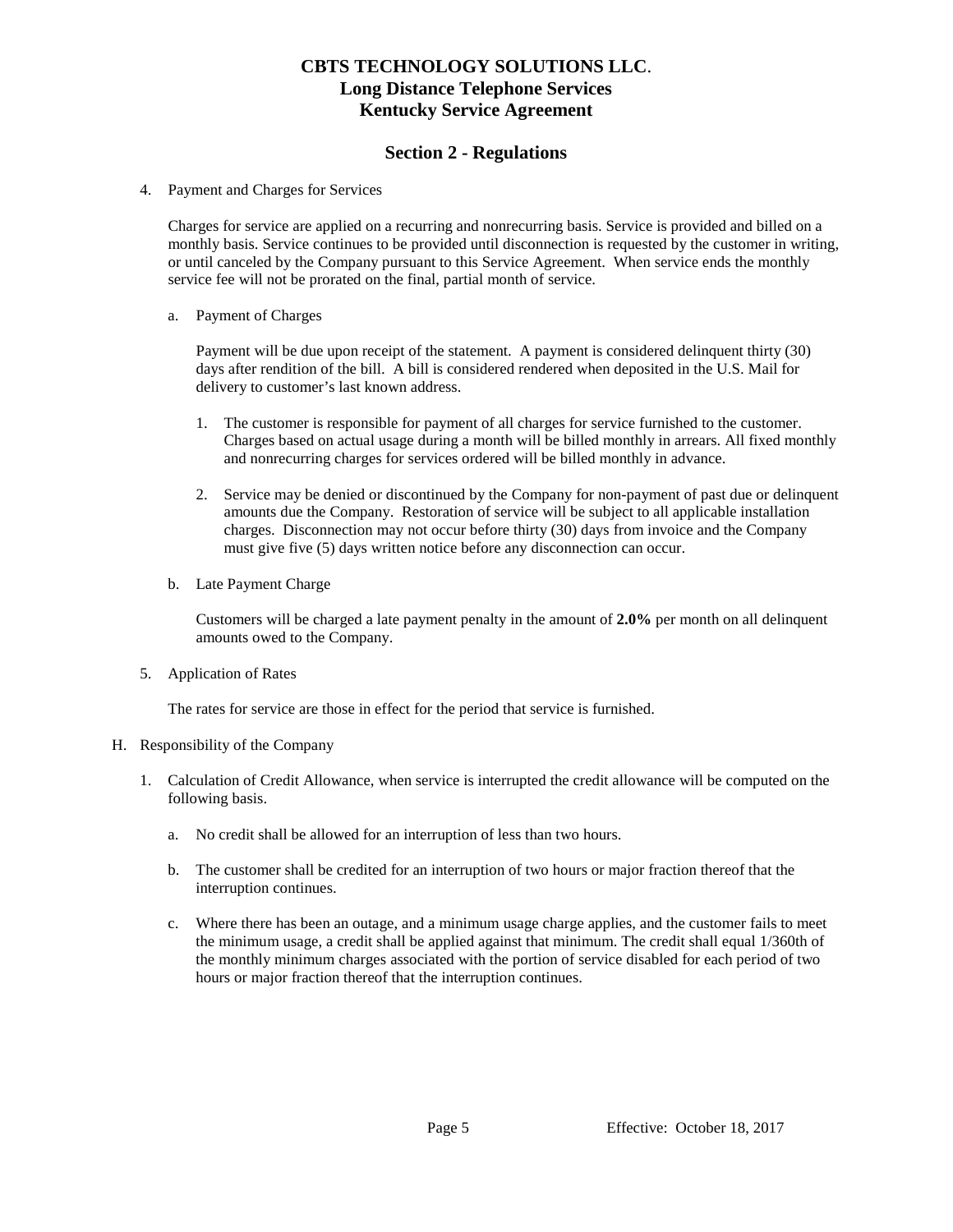# CBTS TECHNOLOGY SOLUTIONS LLC.
## Long Distance Telephone Services
## Kentucky Service Agreement

## Section 2 - Regulations

4. Payment and Charges for Services

   Charges for service are applied on a recurring and nonrecurring basis. Service is provided and billed on a monthly basis. Service continues to be provided until disconnection is requested by the customer in writing, or until canceled by the Company pursuant to this Service Agreement. When service ends the monthly service fee will not be prorated on the final, partial month of service.

   a. Payment of Charges

      Payment will be due upon receipt of the statement. A payment is considered delinquent thirty (30) days after rendition of the bill. A bill is considered rendered when deposited in the U.S. Mail for delivery to customer's last known address.

      1. The customer is responsible for payment of all charges for service furnished to the customer. Charges based on actual usage during a month will be billed monthly in arrears. All fixed monthly and nonrecurring charges for services ordered will be billed monthly in advance.

      2. Service may be denied or discontinued by the Company for non-payment of past due or delinquent amounts due the Company. Restoration of service will be subject to all applicable installation charges. Disconnection may not occur before thirty (30) days from invoice and the Company must give five (5) days written notice before any disconnection can occur.

   b. Late Payment Charge

      Customers will be charged a late payment penalty in the amount of **2.0%** per month on all delinquent amounts owed to the Company.

5. Application of Rates

   The rates for service are those in effect for the period that service is furnished.

H. Responsibility of the Company

   1. Calculation of Credit Allowance, when service is interrupted the credit allowance will be computed on the following basis.

      a. No credit shall be allowed for an interruption of less than two hours.

      b. The customer shall be credited for an interruption of two hours or major fraction thereof that the interruption continues.

      c. Where there has been an outage, and a minimum usage charge applies, and the customer fails to meet the minimum usage, a credit shall be applied against that minimum. The credit shall equal 1/360th of the monthly minimum charges associated with the portion of service disabled for each period of two hours or major fraction thereof that the interruption continues.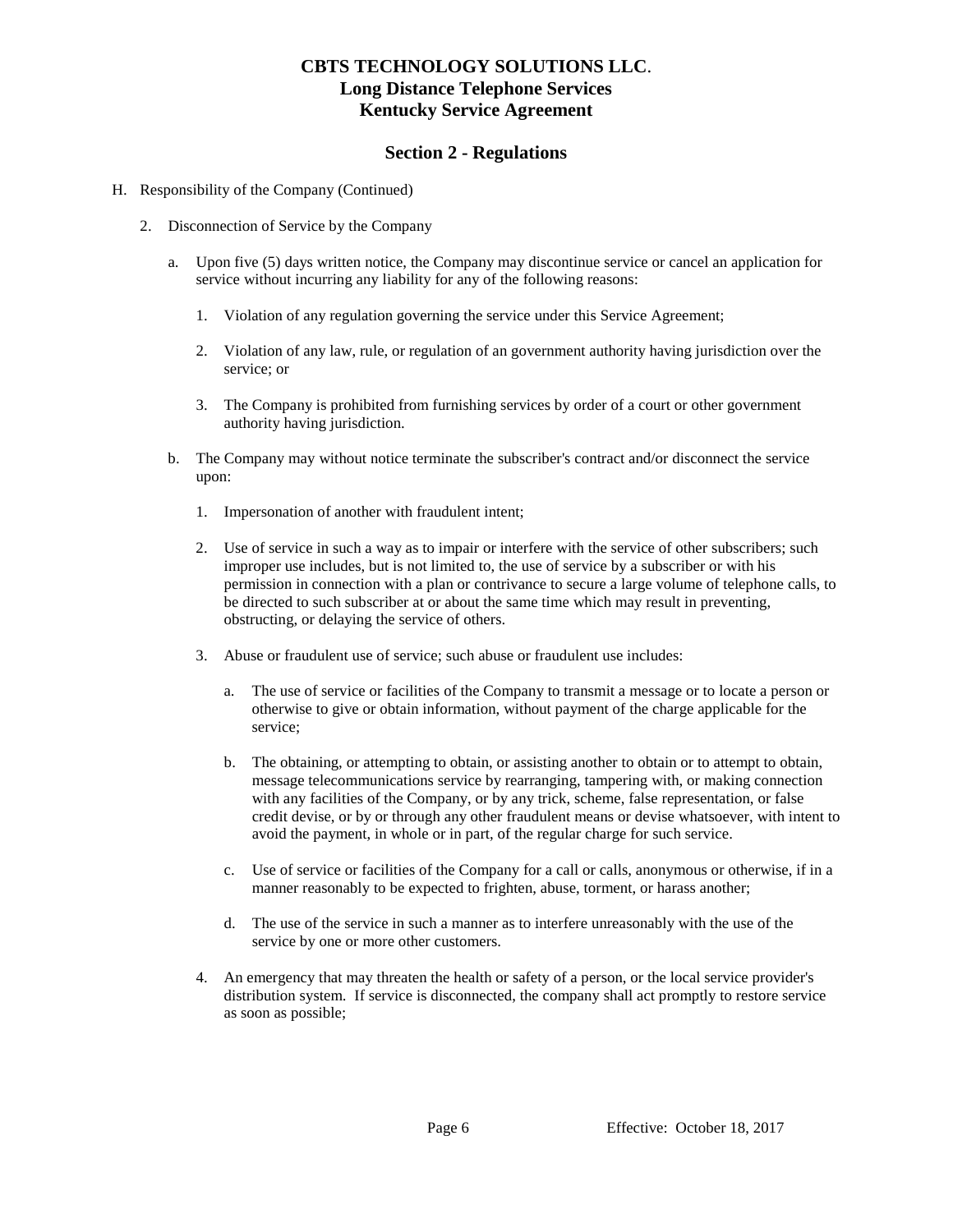# CBTS TECHNOLOGY SOLUTIONS LLC.
## Long Distance Telephone Services
## Kentucky Service Agreement

## Section 2 - Regulations

H. Responsibility of the Company (Continued)

   2. Disconnection of Service by the Company

      a. Upon five (5) days written notice, the Company may discontinue service or cancel an application for service without incurring any liability for any of the following reasons:

         1. Violation of any regulation governing the service under this Service Agreement;

         2. Violation of any law, rule, or regulation of an government authority having jurisdiction over the service; or

         3. The Company is prohibited from furnishing services by order of a court or other government authority having jurisdiction.

      b. The Company may without notice terminate the subscriber's contract and/or disconnect the service upon:

         1. Impersonation of another with fraudulent intent;

         2. Use of service in such a way as to impair or interfere with the service of other subscribers; such improper use includes, but is not limited to, the use of service by a subscriber or with his permission in connection with a plan or contrivance to secure a large volume of telephone calls, to be directed to such subscriber at or about the same time which may result in preventing, obstructing, or delaying the service of others.

         3. Abuse or fraudulent use of service; such abuse or fraudulent use includes:

            a. The use of service or facilities of the Company to transmit a message or to locate a person or otherwise to give or obtain information, without payment of the charge applicable for the service;

            b. The obtaining, or attempting to obtain, or assisting another to obtain or to attempt to obtain, message telecommunications service by rearranging, tampering with, or making connection with any facilities of the Company, or by any trick, scheme, false representation, or false credit devise, or by or through any other fraudulent means or devise whatsoever, with intent to avoid the payment, in whole or in part, of the regular charge for such service.

            c. Use of service or facilities of the Company for a call or calls, anonymous or otherwise, if in a manner reasonably to be expected to frighten, abuse, torment, or harass another;

            d. The use of the service in such a manner as to interfere unreasonably with the use of the service by one or more other customers.

         4. An emergency that may threaten the health or safety of a person, or the local service provider's distribution system. If service is disconnected, the company shall act promptly to restore service as soon as possible;

Effective: October 18, 2017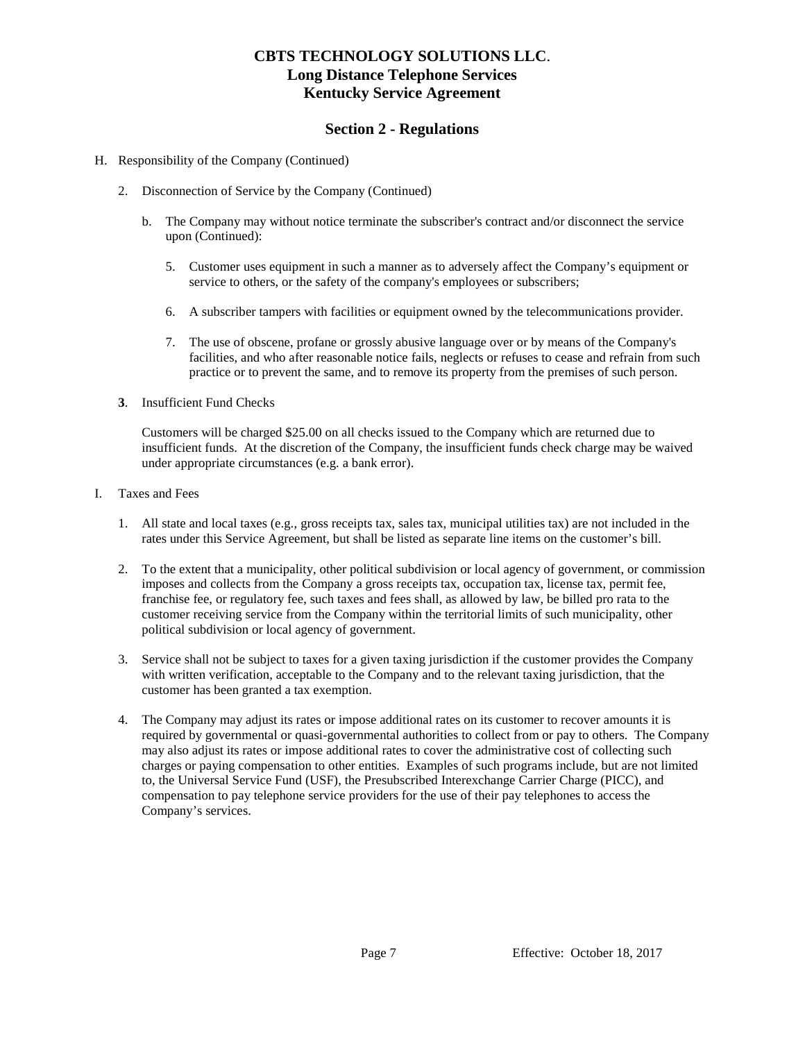# CBTS TECHNOLOGY SOLUTIONS LLC.
## Long Distance Telephone Services
## Kentucky Service Agreement

## Section 2 - Regulations

H. Responsibility of the Company (Continued)

2. Disconnection of Service by the Company (Continued)

b. The Company may without notice terminate the subscriber's contract and/or disconnect the service upon (Continued):

5. Customer uses equipment in such a manner as to adversely affect the Company's equipment or service to others, or the safety of the company's employees or subscribers;

6. A subscriber tampers with facilities or equipment owned by the telecommunications provider.

7. The use of obscene, profane or grossly abusive language over or by means of the Company's facilities, and who after reasonable notice fails, neglects or refuses to cease and refrain from such practice or to prevent the same, and to remove its property from the premises of such person.

**3**. Insufficient Fund Checks

Customers will be charged $25.00 on all checks issued to the Company which are returned due to insufficient funds. At the discretion of the Company, the insufficient funds check charge may be waived under appropriate circumstances (e.g. a bank error).

I. Taxes and Fees

1. All state and local taxes (e.g., gross receipts tax, sales tax, municipal utilities tax) are not included in the rates under this Service Agreement, but shall be listed as separate line items on the customer's bill.

2. To the extent that a municipality, other political subdivision or local agency of government, or commission imposes and collects from the Company a gross receipts tax, occupation tax, license tax, permit fee, franchise fee, or regulatory fee, such taxes and fees shall, as allowed by law, be billed pro rata to the customer receiving service from the Company within the territorial limits of such municipality, other political subdivision or local agency of government.

3. Service shall not be subject to taxes for a given taxing jurisdiction if the customer provides the Company with written verification, acceptable to the Company and to the relevant taxing jurisdiction, that the customer has been granted a tax exemption.

4. The Company may adjust its rates or impose additional rates on its customer to recover amounts it is required by governmental or quasi-governmental authorities to collect from or pay to others. The Company may also adjust its rates or impose additional rates to cover the administrative cost of collecting such charges or paying compensation to other entities. Examples of such programs include, but are not limited to, the Universal Service Fund (USF), the Presubscribed Interexchange Carrier Charge (PICC), and compensation to pay telephone service providers for the use of their pay telephones to access the Company's services.

Effective: October 18, 2017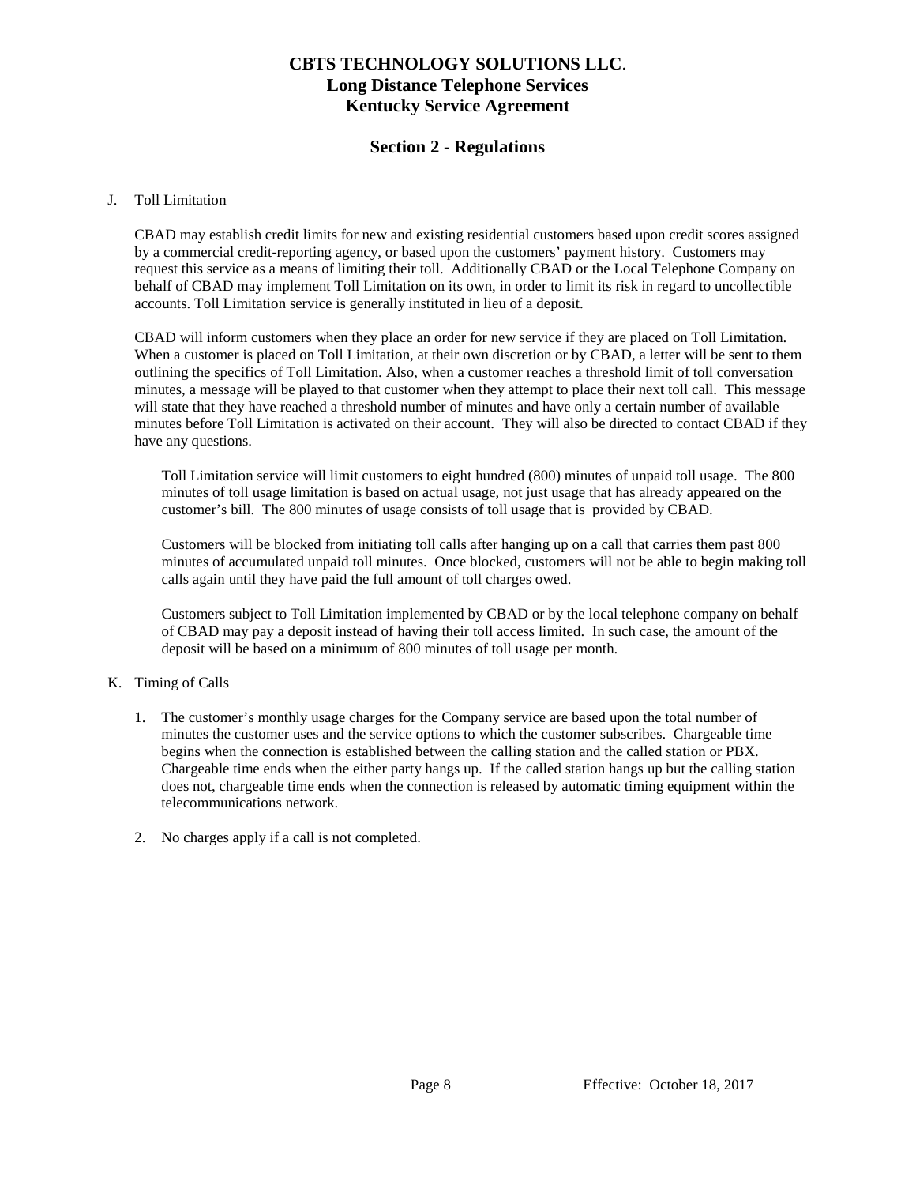# CBTS TECHNOLOGY SOLUTIONS LLC.
## Long Distance Telephone Services
## Kentucky Service Agreement

## Section 2 - Regulations

J. Toll Limitation

CBAD may establish credit limits for new and existing residential customers based upon credit scores assigned by a commercial credit-reporting agency, or based upon the customers' payment history. Customers may request this service as a means of limiting their toll. Additionally CBAD or the Local Telephone Company on behalf of CBAD may implement Toll Limitation on its own, in order to limit its risk in regard to uncollectible accounts. Toll Limitation service is generally instituted in lieu of a deposit.

CBAD will inform customers when they place an order for new service if they are placed on Toll Limitation. When a customer is placed on Toll Limitation, at their own discretion or by CBAD, a letter will be sent to them outlining the specifics of Toll Limitation. Also, when a customer reaches a threshold limit of toll conversation minutes, a message will be played to that customer when they attempt to place their next toll call. This message will state that they have reached a threshold number of minutes and have only a certain number of available minutes before Toll Limitation is activated on their account. They will also be directed to contact CBAD if they have any questions.

Toll Limitation service will limit customers to eight hundred (800) minutes of unpaid toll usage. The 800 minutes of toll usage limitation is based on actual usage, not just usage that has already appeared on the customer's bill. The 800 minutes of usage consists of toll usage that is provided by CBAD.

Customers will be blocked from initiating toll calls after hanging up on a call that carries them past 800 minutes of accumulated unpaid toll minutes. Once blocked, customers will not be able to begin making toll calls again until they have paid the full amount of toll charges owed.

Customers subject to Toll Limitation implemented by CBAD or by the local telephone company on behalf of CBAD may pay a deposit instead of having their toll access limited. In such case, the amount of the deposit will be based on a minimum of 800 minutes of toll usage per month.

K. Timing of Calls

1. The customer's monthly usage charges for the Company service are based upon the total number of minutes the customer uses and the service options to which the customer subscribes. Chargeable time begins when the connection is established between the calling station and the called station or PBX. Chargeable time ends when the either party hangs up. If the called station hangs up but the calling station does not, chargeable time ends when the connection is released by automatic timing equipment within the telecommunications network.

2. No charges apply if a call is not completed.

Effective: October 18, 2017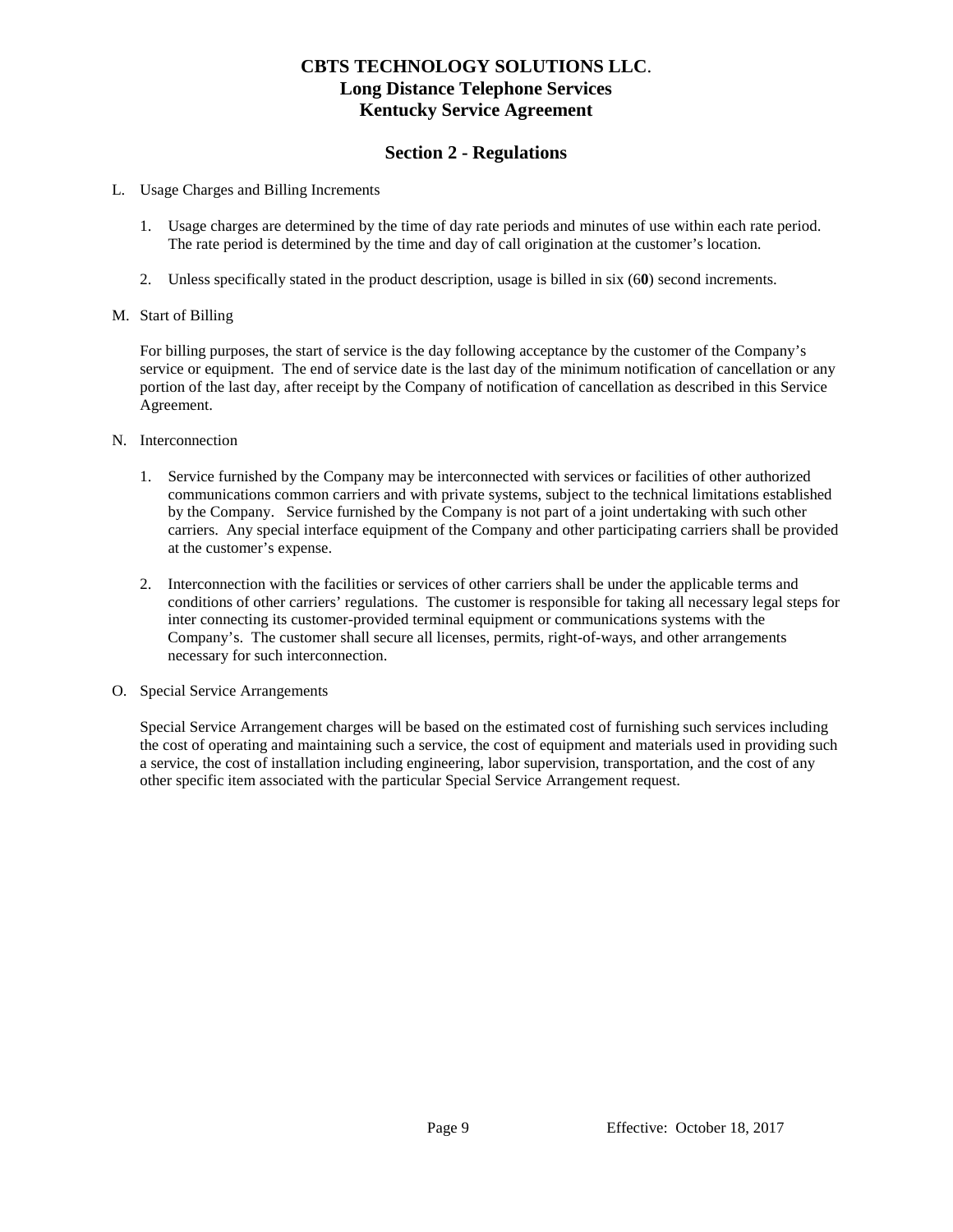# CBTS TECHNOLOGY SOLUTIONS LLC.
## Long Distance Telephone Services
## Kentucky Service Agreement

## Section 2 - Regulations

L. Usage Charges and Billing Increments

1. Usage charges are determined by the time of day rate periods and minutes of use within each rate period. The rate period is determined by the time and day of call origination at the customer's location.

2. Unless specifically stated in the product description, usage is billed in six (6**0**) second increments.

M. Start of Billing

For billing purposes, the start of service is the day following acceptance by the customer of the Company's service or equipment. The end of service date is the last day of the minimum notification of cancellation or any portion of the last day, after receipt by the Company of notification of cancellation as described in this Service Agreement.

N. Interconnection

1. Service furnished by the Company may be interconnected with services or facilities of other authorized communications common carriers and with private systems, subject to the technical limitations established by the Company. Service furnished by the Company is not part of a joint undertaking with such other carriers. Any special interface equipment of the Company and other participating carriers shall be provided at the customer's expense.

2. Interconnection with the facilities or services of other carriers shall be under the applicable terms and conditions of other carriers' regulations. The customer is responsible for taking all necessary legal steps for inter connecting its customer-provided terminal equipment or communications systems with the Company's. The customer shall secure all licenses, permits, right-of-ways, and other arrangements necessary for such interconnection.

O. Special Service Arrangements

Special Service Arrangement charges will be based on the estimated cost of furnishing such services including the cost of operating and maintaining such a service, the cost of equipment and materials used in providing such a service, the cost of installation including engineering, labor supervision, transportation, and the cost of any other specific item associated with the particular Special Service Arrangement request.

Effective: October 18, 2017